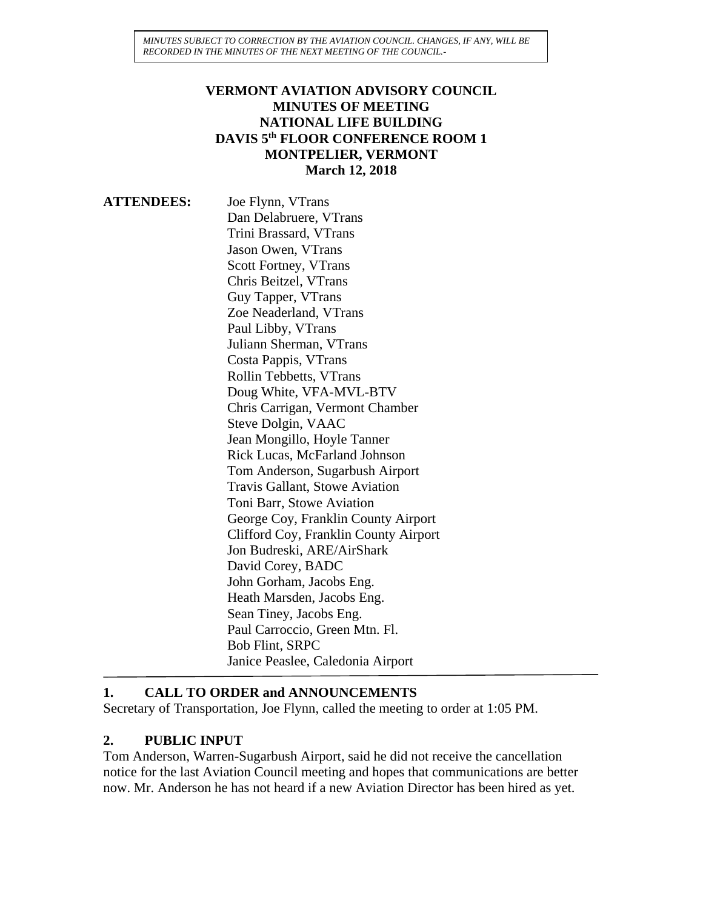*MINUTES SUBJECT TO CORRECTION BY THE AVIATION COUNCIL. CHANGES, IF ANY, WILL BE RECORDED IN THE MINUTES OF THE NEXT MEETING OF THE COUNCIL.-*

# VERMONT AVIATION ADVISORY COUNCIL
## MINUTES OF MEETING
## NATIONAL LIFE BUILDING
## DAVIS 5th FLOOR CONFERENCE ROOM 1
## MONTPELIER, VERMONT
## March 12, 2018

**ATTENDEES:**

Joe Flynn, VTrans
Dan Delabruere, VTrans
Trini Brassard, VTrans
Jason Owen, VTrans
Scott Fortney, VTrans
Chris Beitzel, VTrans
Guy Tapper, VTrans
Zoe Neaderland, VTrans
Paul Libby, VTrans
Juliann Sherman, VTrans
Costa Pappis, VTrans
Rollin Tebbetts, VTrans
Doug White, VFA-MVL-BTV
Chris Carrigan, Vermont Chamber
Steve Dolgin, VAAC
Jean Mongillo, Hoyle Tanner
Rick Lucas, McFarland Johnson
Tom Anderson, Sugarbush Airport
Travis Gallant, Stowe Aviation
Toni Barr, Stowe Aviation
George Coy, Franklin County Airport
Clifford Coy, Franklin County Airport
Jon Budreski, ARE/AirShark
David Corey, BADC
John Gorham, Jacobs Eng.
Heath Marsden, Jacobs Eng.
Sean Tiney, Jacobs Eng.
Paul Carroccio, Green Mtn. Fl.
Bob Flint, SRPC
Janice Peaslee, Caledonia Airport

---

### 1. CALL TO ORDER and ANNOUNCEMENTS

Secretary of Transportation, Joe Flynn, called the meeting to order at 1:05 PM.

### 2. PUBLIC INPUT

Tom Anderson, Warren-Sugarbush Airport, said he did not receive the cancellation notice for the last Aviation Council meeting and hopes that communications are better now. Mr. Anderson he has not heard if a new Aviation Director has been hired as yet.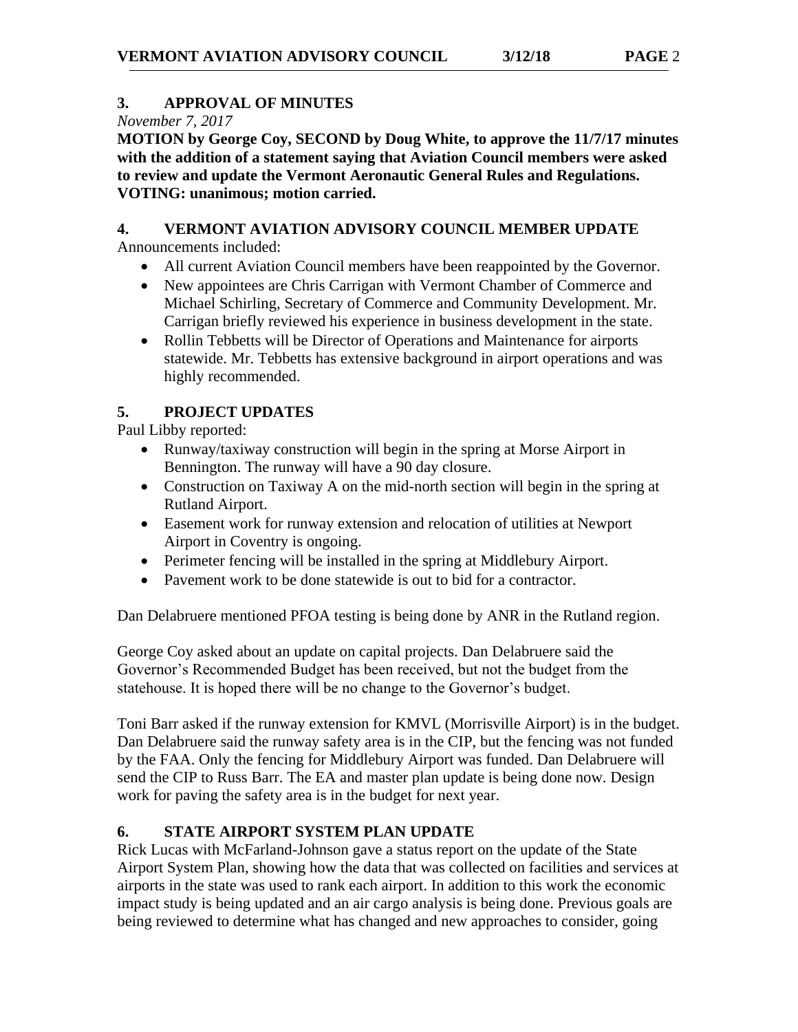## 3. APPROVAL OF MINUTES

*November 7, 2017*

**MOTION by George Coy, SECOND by Doug White, to approve the 11/7/17 minutes with the addition of a statement saying that Aviation Council members were asked to review and update the Vermont Aeronautic General Rules and Regulations. VOTING: unanimous; motion carried.**

## 4. VERMONT AVIATION ADVISORY COUNCIL MEMBER UPDATE

Announcements included:

- All current Aviation Council members have been reappointed by the Governor.
- New appointees are Chris Carrigan with Vermont Chamber of Commerce and Michael Schirling, Secretary of Commerce and Community Development. Mr. Carrigan briefly reviewed his experience in business development in the state.
- Rollin Tebbetts will be Director of Operations and Maintenance for airports statewide. Mr. Tebbetts has extensive background in airport operations and was highly recommended.

## 5. PROJECT UPDATES

Paul Libby reported:

- Runway/taxiway construction will begin in the spring at Morse Airport in Bennington. The runway will have a 90 day closure.
- Construction on Taxiway A on the mid-north section will begin in the spring at Rutland Airport.
- Easement work for runway extension and relocation of utilities at Newport Airport in Coventry is ongoing.
- Perimeter fencing will be installed in the spring at Middlebury Airport.
- Pavement work to be done statewide is out to bid for a contractor.

Dan Delabruere mentioned PFOA testing is being done by ANR in the Rutland region.

George Coy asked about an update on capital projects. Dan Delabruere said the Governor's Recommended Budget has been received, but not the budget from the statehouse. It is hoped there will be no change to the Governor's budget.

Toni Barr asked if the runway extension for KMVL (Morrisville Airport) is in the budget. Dan Delabruere said the runway safety area is in the CIP, but the fencing was not funded by the FAA. Only the fencing for Middlebury Airport was funded. Dan Delabruere will send the CIP to Russ Barr. The EA and master plan update is being done now. Design work for paving the safety area is in the budget for next year.

## 6. STATE AIRPORT SYSTEM PLAN UPDATE

Rick Lucas with McFarland-Johnson gave a status report on the update of the State Airport System Plan, showing how the data that was collected on facilities and services at airports in the state was used to rank each airport. In addition to this work the economic impact study is being updated and an air cargo analysis is being done. Previous goals are being reviewed to determine what has changed and new approaches to consider, going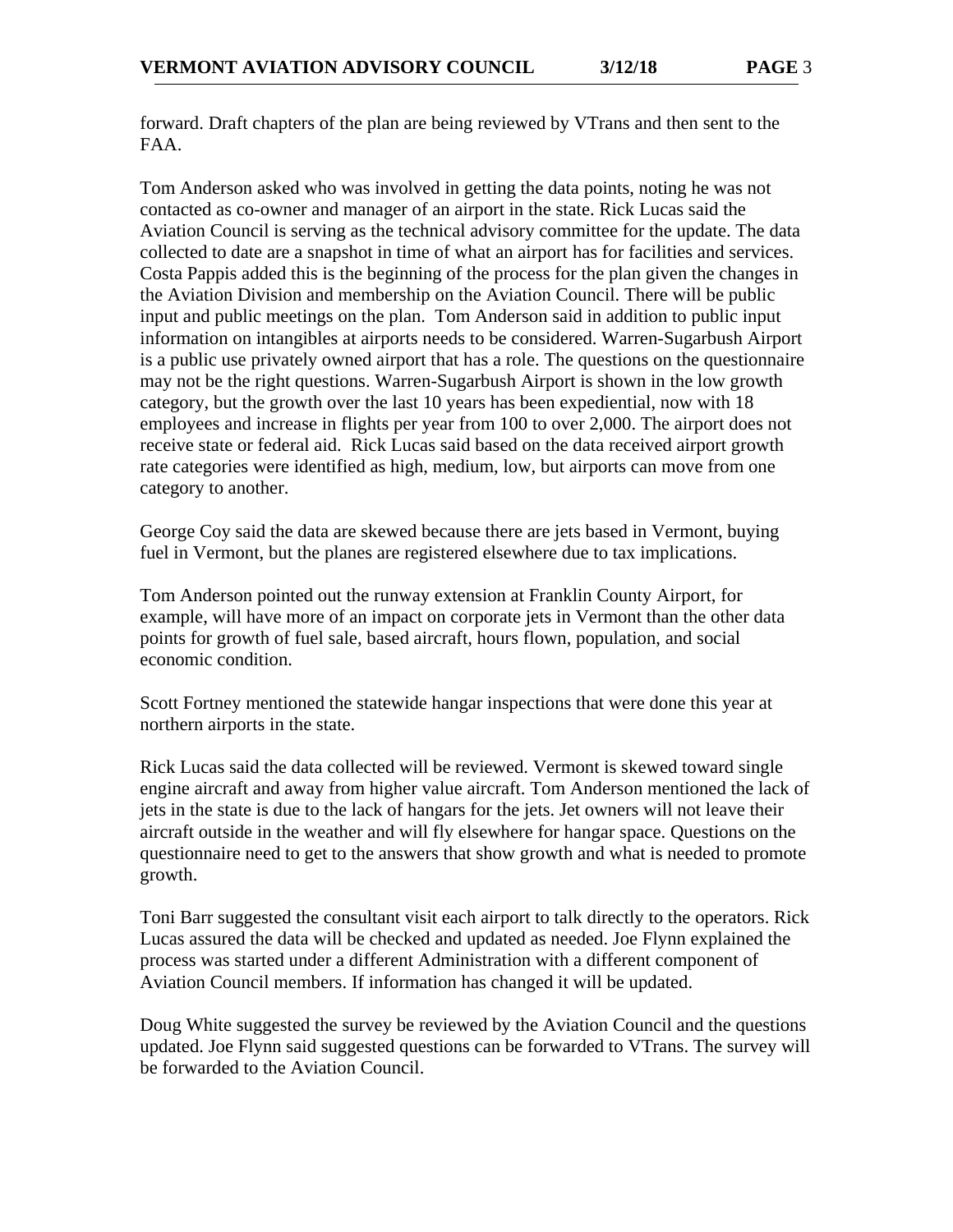forward. Draft chapters of the plan are being reviewed by VTrans and then sent to the FAA.

Tom Anderson asked who was involved in getting the data points, noting he was not contacted as co-owner and manager of an airport in the state. Rick Lucas said the Aviation Council is serving as the technical advisory committee for the update. The data collected to date are a snapshot in time of what an airport has for facilities and services. Costa Pappis added this is the beginning of the process for the plan given the changes in the Aviation Division and membership on the Aviation Council. There will be public input and public meetings on the plan. Tom Anderson said in addition to public input information on intangibles at airports needs to be considered. Warren-Sugarbush Airport is a public use privately owned airport that has a role. The questions on the questionnaire may not be the right questions. Warren-Sugarbush Airport is shown in the low growth category, but the growth over the last 10 years has been expediential, now with 18 employees and increase in flights per year from 100 to over 2,000. The airport does not receive state or federal aid. Rick Lucas said based on the data received airport growth rate categories were identified as high, medium, low, but airports can move from one category to another.

George Coy said the data are skewed because there are jets based in Vermont, buying fuel in Vermont, but the planes are registered elsewhere due to tax implications.

Tom Anderson pointed out the runway extension at Franklin County Airport, for example, will have more of an impact on corporate jets in Vermont than the other data points for growth of fuel sale, based aircraft, hours flown, population, and social economic condition.

Scott Fortney mentioned the statewide hangar inspections that were done this year at northern airports in the state.

Rick Lucas said the data collected will be reviewed. Vermont is skewed toward single engine aircraft and away from higher value aircraft. Tom Anderson mentioned the lack of jets in the state is due to the lack of hangars for the jets. Jet owners will not leave their aircraft outside in the weather and will fly elsewhere for hangar space. Questions on the questionnaire need to get to the answers that show growth and what is needed to promote growth.

Toni Barr suggested the consultant visit each airport to talk directly to the operators. Rick Lucas assured the data will be checked and updated as needed. Joe Flynn explained the process was started under a different Administration with a different component of Aviation Council members. If information has changed it will be updated.

Doug White suggested the survey be reviewed by the Aviation Council and the questions updated. Joe Flynn said suggested questions can be forwarded to VTrans. The survey will be forwarded to the Aviation Council.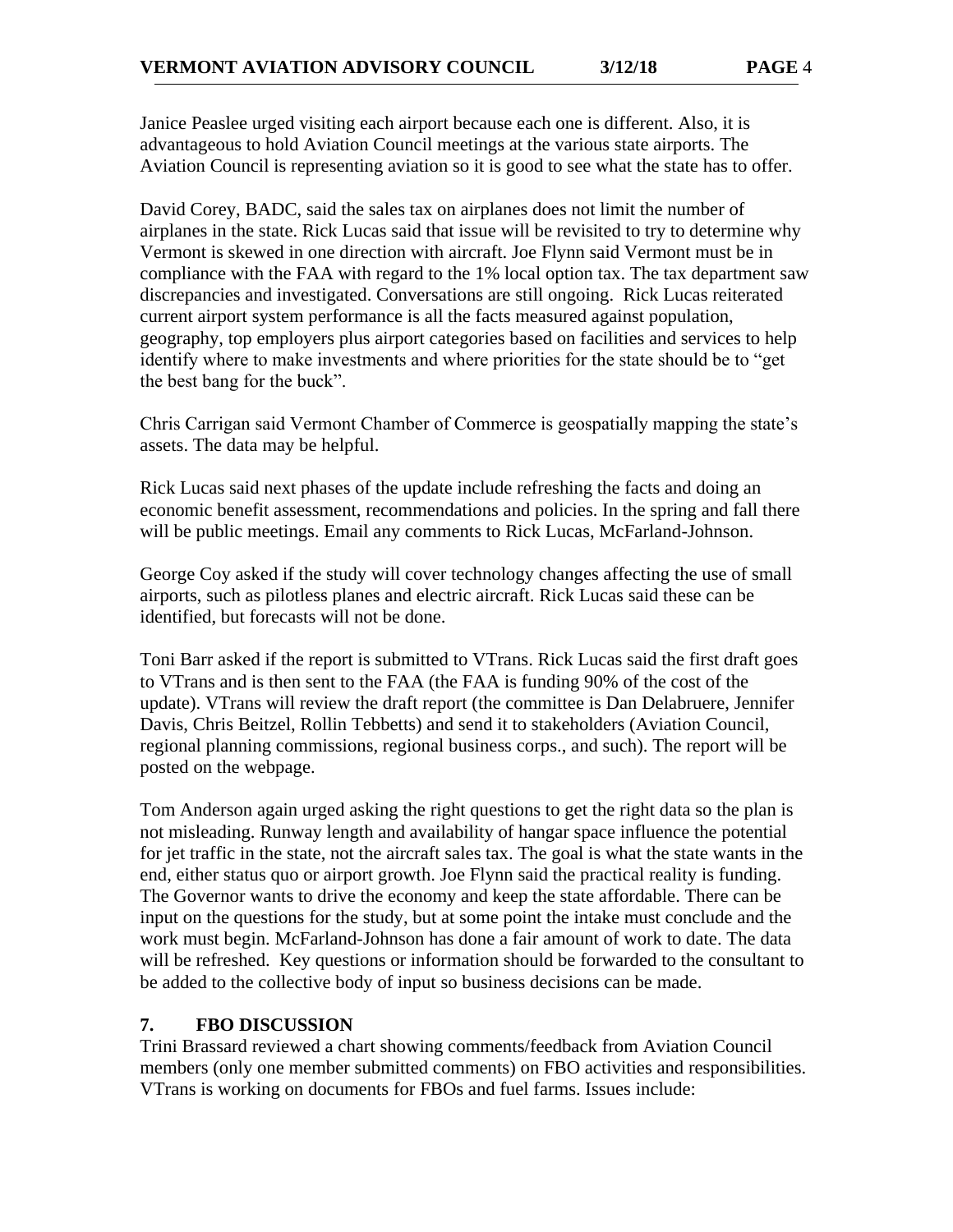Janice Peaslee urged visiting each airport because each one is different. Also, it is advantageous to hold Aviation Council meetings at the various state airports. The Aviation Council is representing aviation so it is good to see what the state has to offer.

David Corey, BADC, said the sales tax on airplanes does not limit the number of airplanes in the state. Rick Lucas said that issue will be revisited to try to determine why Vermont is skewed in one direction with aircraft. Joe Flynn said Vermont must be in compliance with the FAA with regard to the 1% local option tax. The tax department saw discrepancies and investigated. Conversations are still ongoing. Rick Lucas reiterated current airport system performance is all the facts measured against population, geography, top employers plus airport categories based on facilities and services to help identify where to make investments and where priorities for the state should be to "get the best bang for the buck".

Chris Carrigan said Vermont Chamber of Commerce is geospatially mapping the state's assets. The data may be helpful.

Rick Lucas said next phases of the update include refreshing the facts and doing an economic benefit assessment, recommendations and policies. In the spring and fall there will be public meetings. Email any comments to Rick Lucas, McFarland-Johnson.

George Coy asked if the study will cover technology changes affecting the use of small airports, such as pilotless planes and electric aircraft. Rick Lucas said these can be identified, but forecasts will not be done.

Toni Barr asked if the report is submitted to VTrans. Rick Lucas said the first draft goes to VTrans and is then sent to the FAA (the FAA is funding 90% of the cost of the update). VTrans will review the draft report (the committee is Dan Delabruere, Jennifer Davis, Chris Beitzel, Rollin Tebbetts) and send it to stakeholders (Aviation Council, regional planning commissions, regional business corps., and such). The report will be posted on the webpage.

Tom Anderson again urged asking the right questions to get the right data so the plan is not misleading. Runway length and availability of hangar space influence the potential for jet traffic in the state, not the aircraft sales tax. The goal is what the state wants in the end, either status quo or airport growth. Joe Flynn said the practical reality is funding. The Governor wants to drive the economy and keep the state affordable. There can be input on the questions for the study, but at some point the intake must conclude and the work must begin. McFarland-Johnson has done a fair amount of work to date. The data will be refreshed. Key questions or information should be forwarded to the consultant to be added to the collective body of input so business decisions can be made.

## 7. FBO DISCUSSION

Trini Brassard reviewed a chart showing comments/feedback from Aviation Council members (only one member submitted comments) on FBO activities and responsibilities. VTrans is working on documents for FBOs and fuel farms. Issues include: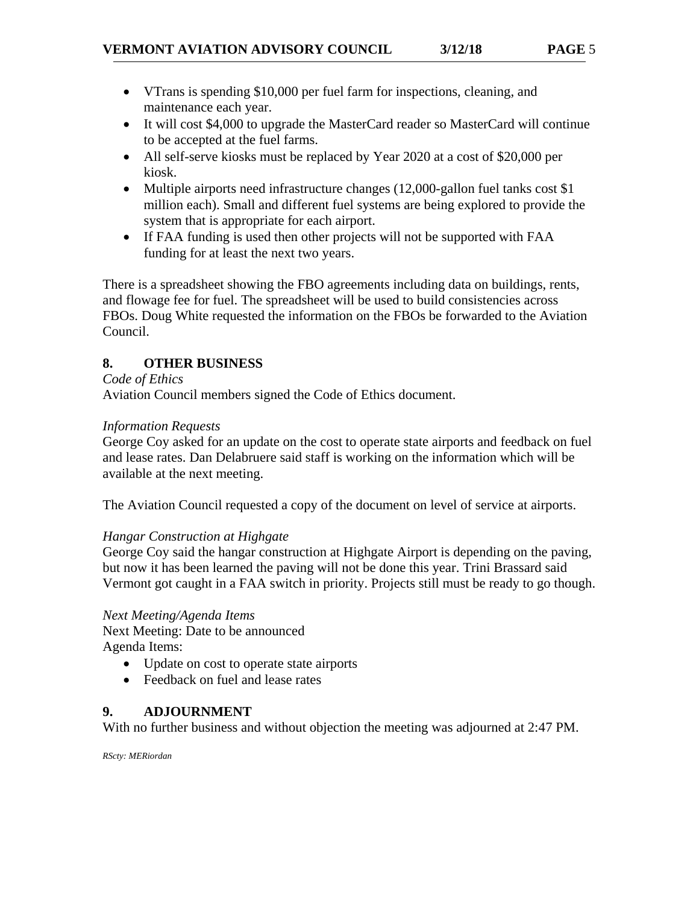- VTrans is spending $10,000 per fuel farm for inspections, cleaning, and maintenance each year.
- It will cost $4,000 to upgrade the MasterCard reader so MasterCard will continue to be accepted at the fuel farms.
- All self-serve kiosks must be replaced by Year 2020 at a cost of $20,000 per kiosk.
- Multiple airports need infrastructure changes (12,000-gallon fuel tanks cost $1 million each). Small and different fuel systems are being explored to provide the system that is appropriate for each airport.
- If FAA funding is used then other projects will not be supported with FAA funding for at least the next two years.

There is a spreadsheet showing the FBO agreements including data on buildings, rents, and flowage fee for fuel. The spreadsheet will be used to build consistencies across FBOs. Doug White requested the information on the FBOs be forwarded to the Aviation Council.

## 8. OTHER BUSINESS

*Code of Ethics*

Aviation Council members signed the Code of Ethics document.

*Information Requests*

George Coy asked for an update on the cost to operate state airports and feedback on fuel and lease rates. Dan Delabruere said staff is working on the information which will be available at the next meeting.

The Aviation Council requested a copy of the document on level of service at airports.

*Hangar Construction at Highgate*

George Coy said the hangar construction at Highgate Airport is depending on the paving, but now it has been learned the paving will not be done this year. Trini Brassard said Vermont got caught in a FAA switch in priority. Projects still must be ready to go though.

*Next Meeting/Agenda Items*

Next Meeting: Date to be announced

Agenda Items:

- Update on cost to operate state airports
- Feedback on fuel and lease rates

## 9. ADJOURNMENT

With no further business and without objection the meeting was adjourned at 2:47 PM.

*RScty: MERiordan*